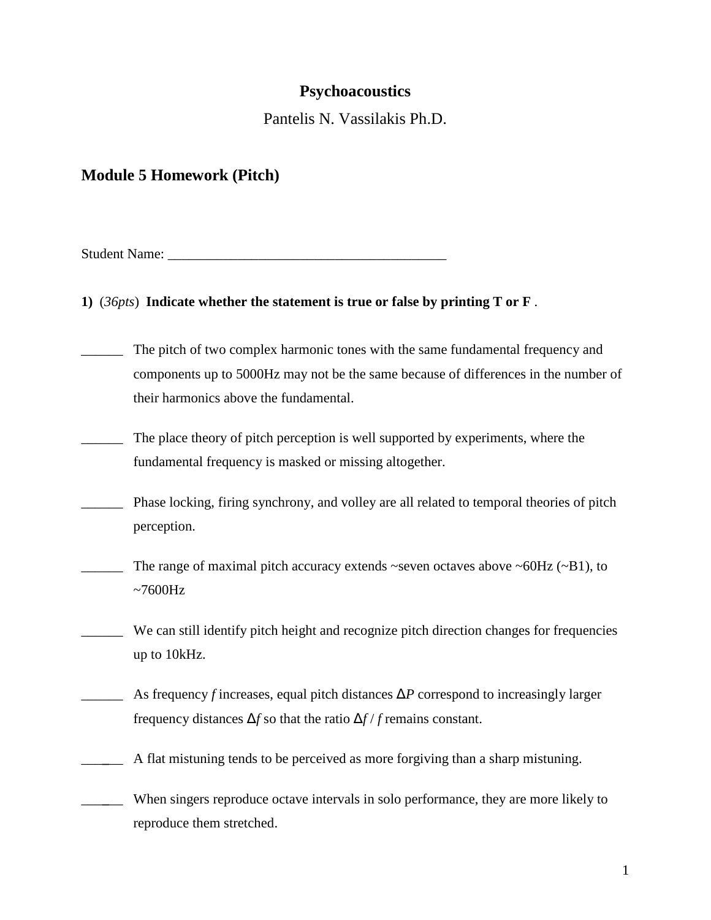# Psychoacoustics

Pantelis N. Vassilakis Ph.D.

## Module 5 Homework (Pitch)

Student Name: ________________________________________

**1)** (*36pts*) **Indicate whether the statement is true or false by printing T or F** .

______ The pitch of two complex harmonic tones with the same fundamental frequency and components up to 5000Hz may not be the same because of differences in the number of their harmonics above the fundamental.

______ The place theory of pitch perception is well supported by experiments, where the fundamental frequency is masked or missing altogether.

______ Phase locking, firing synchrony, and volley are all related to temporal theories of pitch perception.

______ The range of maximal pitch accuracy extends ~seven octaves above ~60Hz (~B1), to ~7600Hz

______ We can still identify pitch height and recognize pitch direction changes for frequencies up to 10kHz.

______ As frequency $f$ increases, equal pitch distances $\Delta P$ correspond to increasingly larger frequency distances $\Delta f$ so that the ratio $\Delta f / f$ remains constant.

______ A flat mistuning tends to be perceived as more forgiving than a sharp mistuning.

______ When singers reproduce octave intervals in solo performance, they are more likely to reproduce them stretched.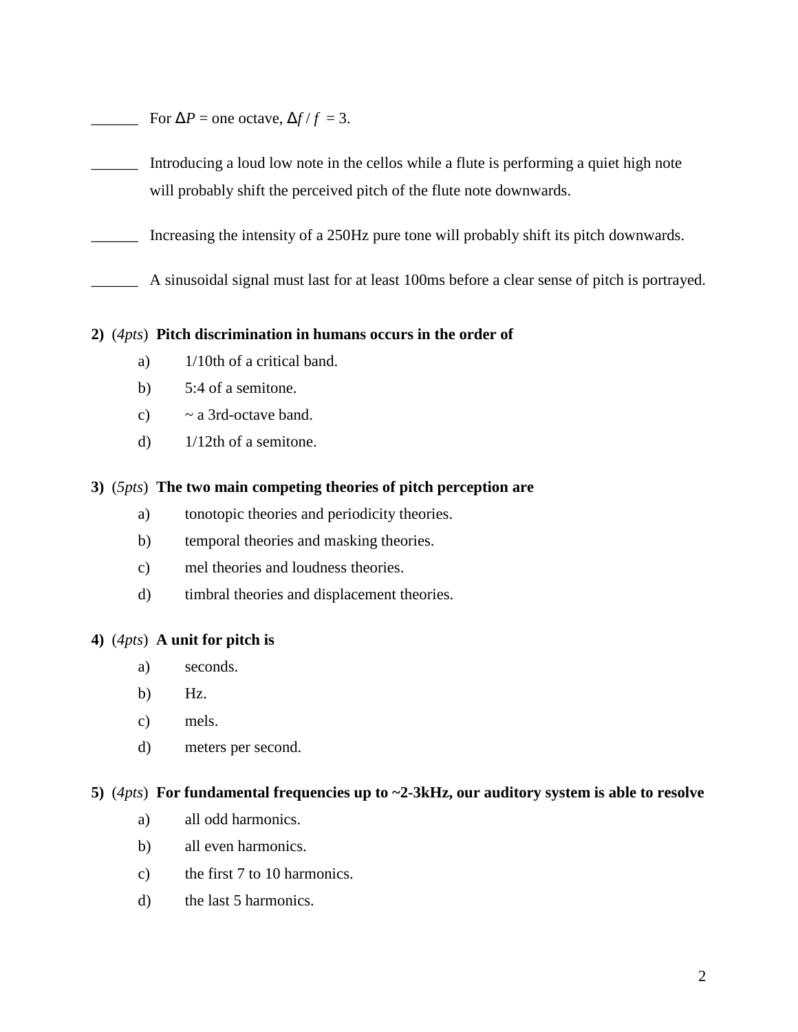______ For $\Delta P$ = one octave, $\Delta f / f = 3$.

______ Introducing a loud low note in the cellos while a flute is performing a quiet high note will probably shift the perceived pitch of the flute note downwards.

______ Increasing the intensity of a 250Hz pure tone will probably shift its pitch downwards.

______ A sinusoidal signal must last for at least 100ms before a clear sense of pitch is portrayed.

**2)** (*4pts*) **Pitch discrimination in humans occurs in the order of**

- a) 1/10th of a critical band.
- b) 5:4 of a semitone.
- c) ~ a 3rd-octave band.
- d) 1/12th of a semitone.

**3)** (*5pts*) **The two main competing theories of pitch perception are**

- a) tonotopic theories and periodicity theories.
- b) temporal theories and masking theories.
- c) mel theories and loudness theories.
- d) timbral theories and displacement theories.

**4)** (*4pts*) **A unit for pitch is**

- a) seconds.
- b) Hz.
- c) mels.
- d) meters per second.

**5)** (*4pts*) **For fundamental frequencies up to ~2-3kHz, our auditory system is able to resolve**

- a) all odd harmonics.
- b) all even harmonics.
- c) the first 7 to 10 harmonics.
- d) the last 5 harmonics.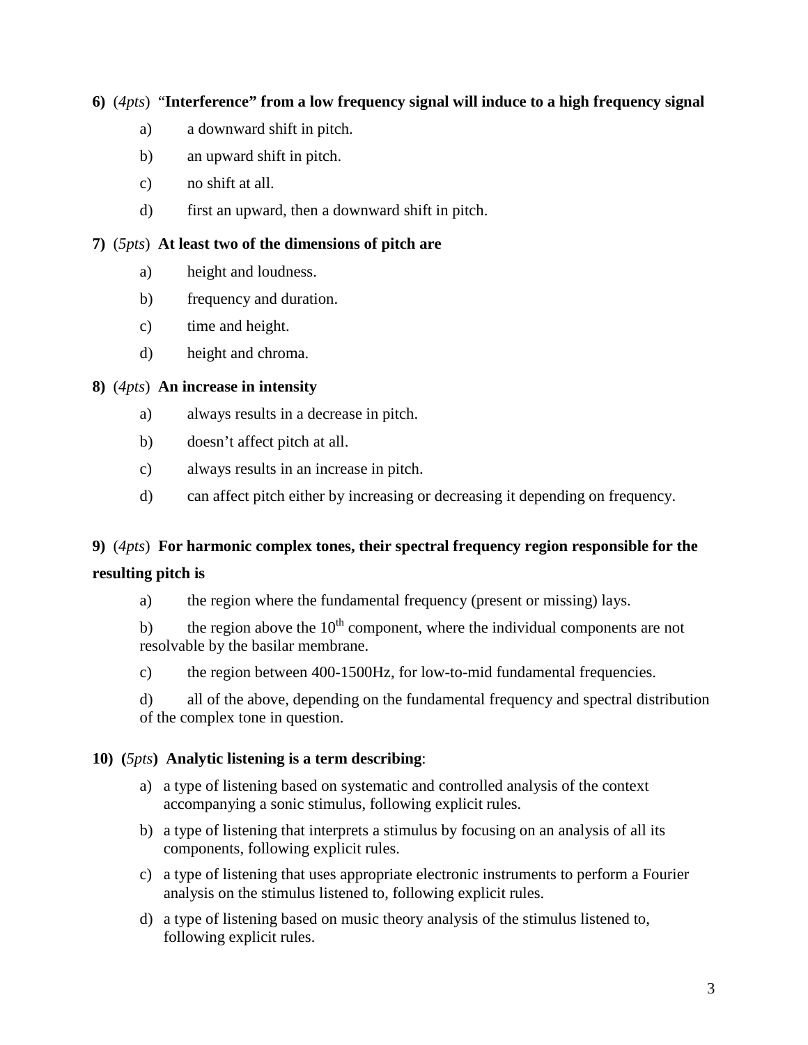**6)** (*4pts*) "**Interference" from a low frequency signal will induce to a high frequency signal**

a) a downward shift in pitch.

b) an upward shift in pitch.

c) no shift at all.

d) first an upward, then a downward shift in pitch.

**7)** (*5pts*) **At least two of the dimensions of pitch are**

a) height and loudness.

b) frequency and duration.

c) time and height.

d) height and chroma.

**8)** (*4pts*) **An increase in intensity**

a) always results in a decrease in pitch.

b) doesn't affect pitch at all.

c) always results in an increase in pitch.

d) can affect pitch either by increasing or decreasing it depending on frequency.

**9)** (*4pts*) **For harmonic complex tones, their spectral frequency region responsible for the resulting pitch is**

a) the region where the fundamental frequency (present or missing) lays.

b) the region above the $10^{th}$ component, where the individual components are not resolvable by the basilar membrane.

c) the region between 400-1500Hz, for low-to-mid fundamental frequencies.

d) all of the above, depending on the fundamental frequency and spectral distribution of the complex tone in question.

**10) (***5pts***) Analytic listening is a term describing**:

a) a type of listening based on systematic and controlled analysis of the context accompanying a sonic stimulus, following explicit rules.

b) a type of listening that interprets a stimulus by focusing on an analysis of all its components, following explicit rules.

c) a type of listening that uses appropriate electronic instruments to perform a Fourier analysis on the stimulus listened to, following explicit rules.

d) a type of listening based on music theory analysis of the stimulus listened to, following explicit rules.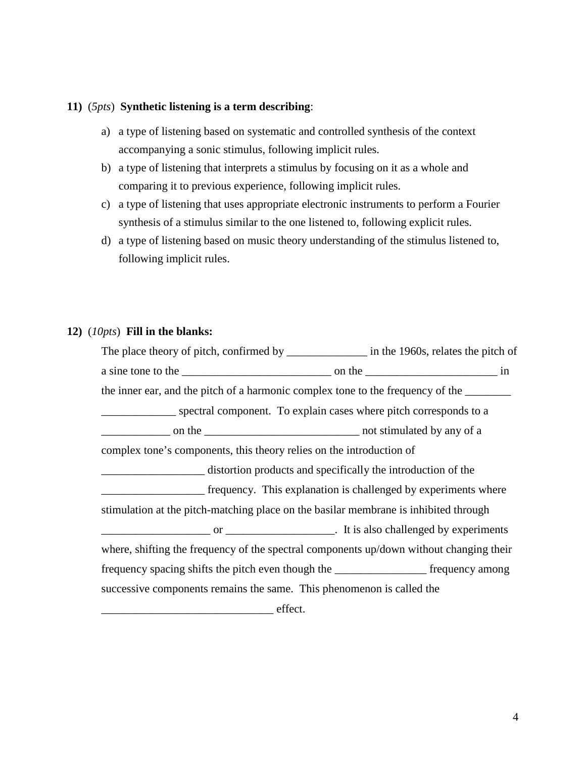**11)** (*5pts*) **Synthetic listening is a term describing**:

a) a type of listening based on systematic and controlled synthesis of the context accompanying a sonic stimulus, following implicit rules.
b) a type of listening that interprets a stimulus by focusing on it as a whole and comparing it to previous experience, following implicit rules.
c) a type of listening that uses appropriate electronic instruments to perform a Fourier synthesis of a stimulus similar to the one listened to, following explicit rules.
d) a type of listening based on music theory understanding of the stimulus listened to, following implicit rules.

**12)** (*10pts*) **Fill in the blanks:**

The place theory of pitch, confirmed by ______________ in the 1960s, relates the pitch of a sine tone to the __________________________ on the _______________________ in the inner ear, and the pitch of a harmonic complex tone to the frequency of the ________ _____________ spectral component. To explain cases where pitch corresponds to a ____________ on the ___________________________ not stimulated by any of a complex tone's components, this theory relies on the introduction of __________________ distortion products and specifically the introduction of the __________________ frequency. This explanation is challenged by experiments where stimulation at the pitch-matching place on the basilar membrane is inhibited through ___________________ or ___________________. It is also challenged by experiments where, shifting the frequency of the spectral components up/down without changing their frequency spacing shifts the pitch even though the ________________ frequency among successive components remains the same. This phenomenon is called the ______________________________ effect.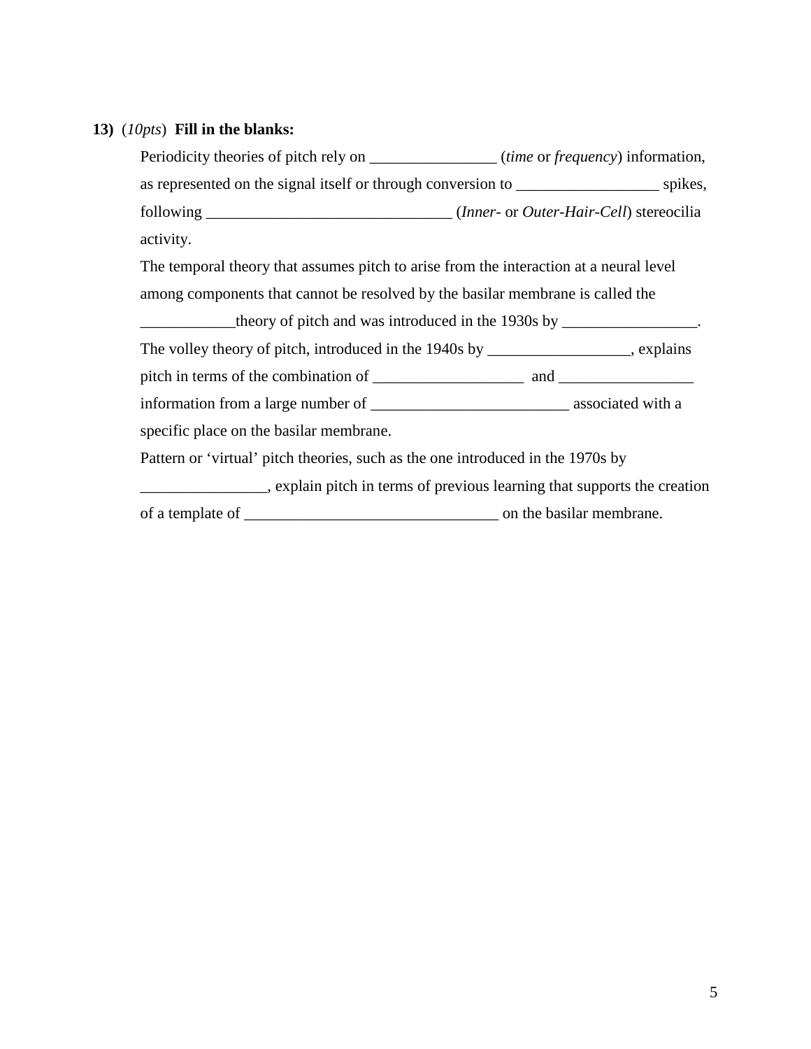**13)** (*10pts*) **Fill in the blanks:**

Periodicity theories of pitch rely on ________________ (*time* or *frequency*) information, as represented on the signal itself or through conversion to __________________ spikes, following _______________________________ (*Inner-* or *Outer-Hair-Cell*) stereocilia activity.

The temporal theory that assumes pitch to arise from the interaction at a neural level among components that cannot be resolved by the basilar membrane is called the ____________theory of pitch and was introduced in the 1930s by _________________.

The volley theory of pitch, introduced in the 1940s by __________________, explains pitch in terms of the combination of ___________________ and _________________ information from a large number of _________________________ associated with a specific place on the basilar membrane.

Pattern or 'virtual' pitch theories, such as the one introduced in the 1970s by ________________, explain pitch in terms of previous learning that supports the creation of a template of ________________________________ on the basilar membrane.